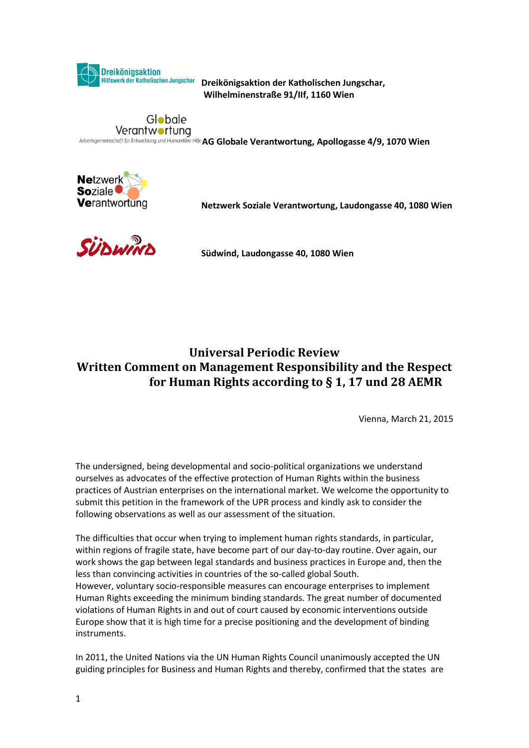**Dreikönigsaktion der Katholischen Jungschar, Wilhelminenstraße 91/IIf, 1160 Wien**

**AG Globale Verantwortung, Apollogasse 4/9, 1070 Wien**

**Netzwerk Soziale Verantwortung, Laudongasse 40, 1080 Wien**

**Südwind, Laudongasse 40, 1080 Wien**

# Universal Periodic Review
# Written Comment on Management Responsibility and the Respect for Human Rights according to § 1, 17 und 28 AEMR

Vienna, March 21, 2015

The undersigned, being developmental and socio-political organizations we understand ourselves as advocates of the effective protection of Human Rights within the business practices of Austrian enterprises on the international market. We welcome the opportunity to submit this petition in the framework of the UPR process and kindly ask to consider the following observations as well as our assessment of the situation.

The difficulties that occur when trying to implement human rights standards, in particular, within regions of fragile state, have become part of our day-to-day routine. Over again, our work shows the gap between legal standards and business practices in Europe and, then the less than convincing activities in countries of the so-called global South.
However, voluntary socio-responsible measures can encourage enterprises to implement Human Rights exceeding the minimum binding standards. The great number of documented violations of Human Rights in and out of court caused by economic interventions outside Europe show that it is high time for a precise positioning and the development of binding instruments.

In 2011, the United Nations via the UN Human Rights Council unanimously accepted the UN guiding principles for Business and Human Rights and thereby, confirmed that the states are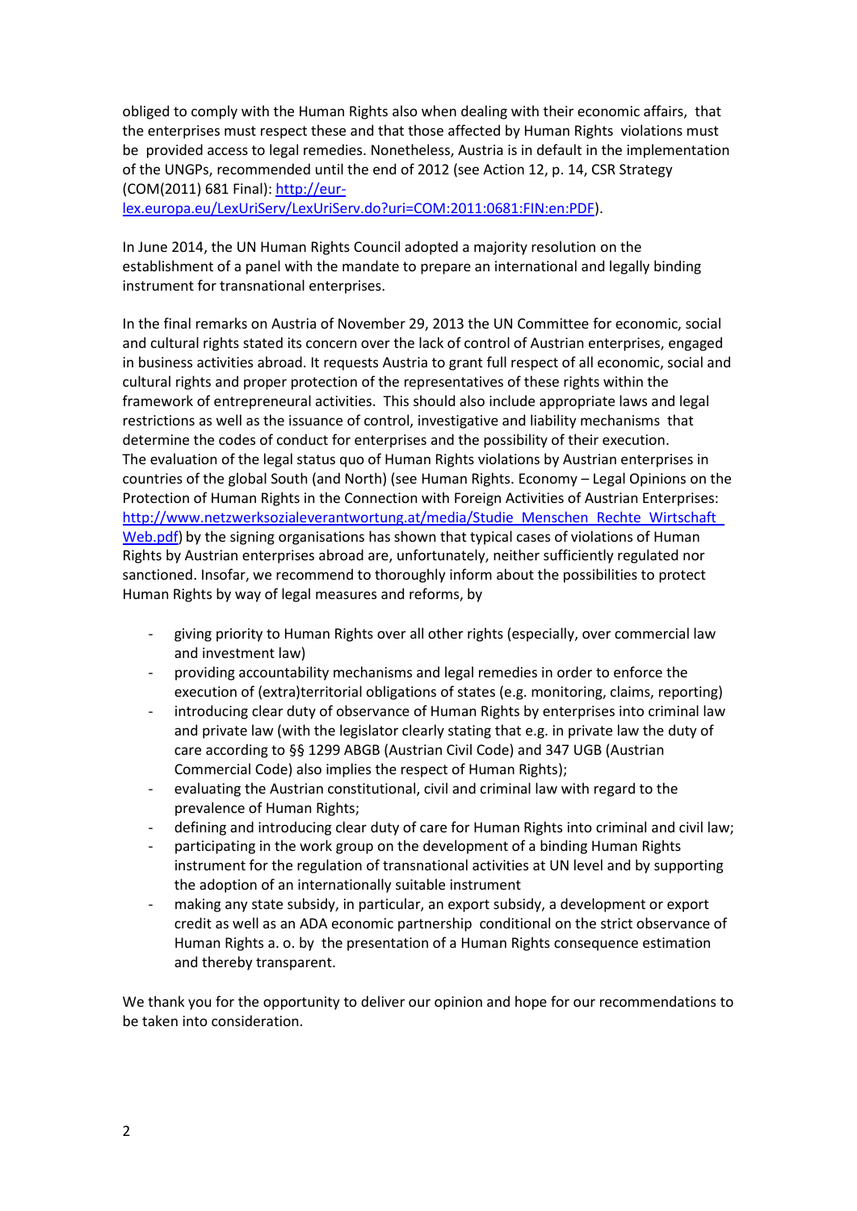obliged to comply with the Human Rights also when dealing with their economic affairs, that the enterprises must respect these and that those affected by Human Rights violations must be provided access to legal remedies. Nonetheless, Austria is in default in the implementation of the UNGPs, recommended until the end of 2012 (see Action 12, p. 14, CSR Strategy (COM(2011) 681 Final): [http://eur-lex.europa.eu/LexUriServ/LexUriServ.do?uri=COM:2011:0681:FIN:en:PDF](http://eur-lex.europa.eu/LexUriServ/LexUriServ.do?uri=COM:2011:0681:FIN:en:PDF)).

In June 2014, the UN Human Rights Council adopted a majority resolution on the establishment of a panel with the mandate to prepare an international and legally binding instrument for transnational enterprises.

In the final remarks on Austria of November 29, 2013 the UN Committee for economic, social and cultural rights stated its concern over the lack of control of Austrian enterprises, engaged in business activities abroad. It requests Austria to grant full respect of all economic, social and cultural rights and proper protection of the representatives of these rights within the framework of entrepreneurial activities. This should also include appropriate laws and legal restrictions as well as the issuance of control, investigative and liability mechanisms that determine the codes of conduct for enterprises and the possibility of their execution.
The evaluation of the legal status quo of Human Rights violations by Austrian enterprises in countries of the global South (and North) (see Human Rights. Economy – Legal Opinions on the Protection of Human Rights in the Connection with Foreign Activities of Austrian Enterprises: [http://www.netzwerksozialeverantwortung.at/media/Studie_Menschen_Rechte_Wirtschaft_Web.pdf](http://www.netzwerksozialeverantwortung.at/media/Studie_Menschen_Rechte_Wirtschaft_Web.pdf)) by the signing organisations has shown that typical cases of violations of Human Rights by Austrian enterprises abroad are, unfortunately, neither sufficiently regulated nor sanctioned. Insofar, we recommend to thoroughly inform about the possibilities to protect Human Rights by way of legal measures and reforms, by

- giving priority to Human Rights over all other rights (especially, over commercial law and investment law)
- providing accountability mechanisms and legal remedies in order to enforce the execution of (extra)territorial obligations of states (e.g. monitoring, claims, reporting)
- introducing clear duty of observance of Human Rights by enterprises into criminal law and private law (with the legislator clearly stating that e.g. in private law the duty of care according to §§ 1299 ABGB (Austrian Civil Code) and 347 UGB (Austrian Commercial Code) also implies the respect of Human Rights);
- evaluating the Austrian constitutional, civil and criminal law with regard to the prevalence of Human Rights;
- defining and introducing clear duty of care for Human Rights into criminal and civil law;
- participating in the work group on the development of a binding Human Rights instrument for the regulation of transnational activities at UN level and by supporting the adoption of an internationally suitable instrument
- making any state subsidy, in particular, an export subsidy, a development or export credit as well as an ADA economic partnership conditional on the strict observance of Human Rights a. o. by the presentation of a Human Rights consequence estimation and thereby transparent.

We thank you for the opportunity to deliver our opinion and hope for our recommendations to be taken into consideration.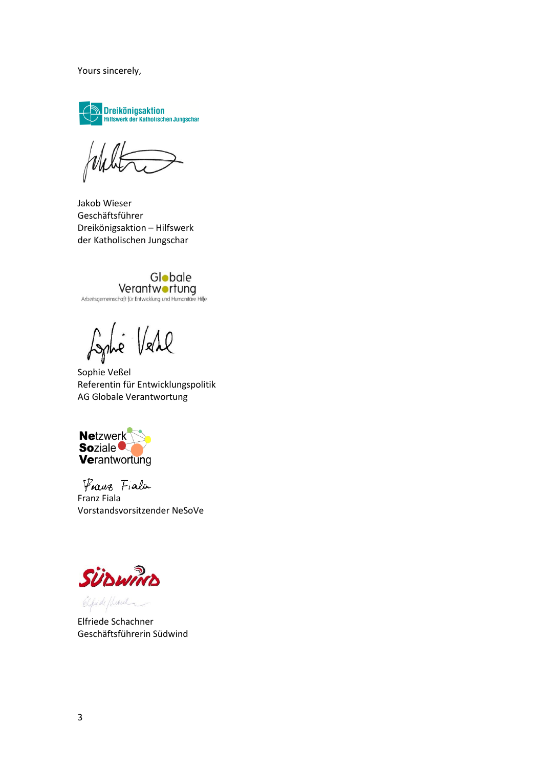Yours sincerely,

Dreikönigsaktion
Hilfswerk der Katholischen Jungschar

Jakob Wieser
Geschäftsführer
Dreikönigsaktion – Hilfswerk
der Katholischen Jungschar

Globale
Verantwortung
Arbeitsgemeinschaft für Entwicklung und Humanitäre Hilfe

Sophie Veßel
Referentin für Entwicklungspolitik
AG Globale Verantwortung

Netzwerk
Soziale
Verantwortung

Franz Fiala
Vorstandsvorsitzender NeSoVe

SÜDWIND

Elfriede Schachner
Geschäftsführerin Südwind